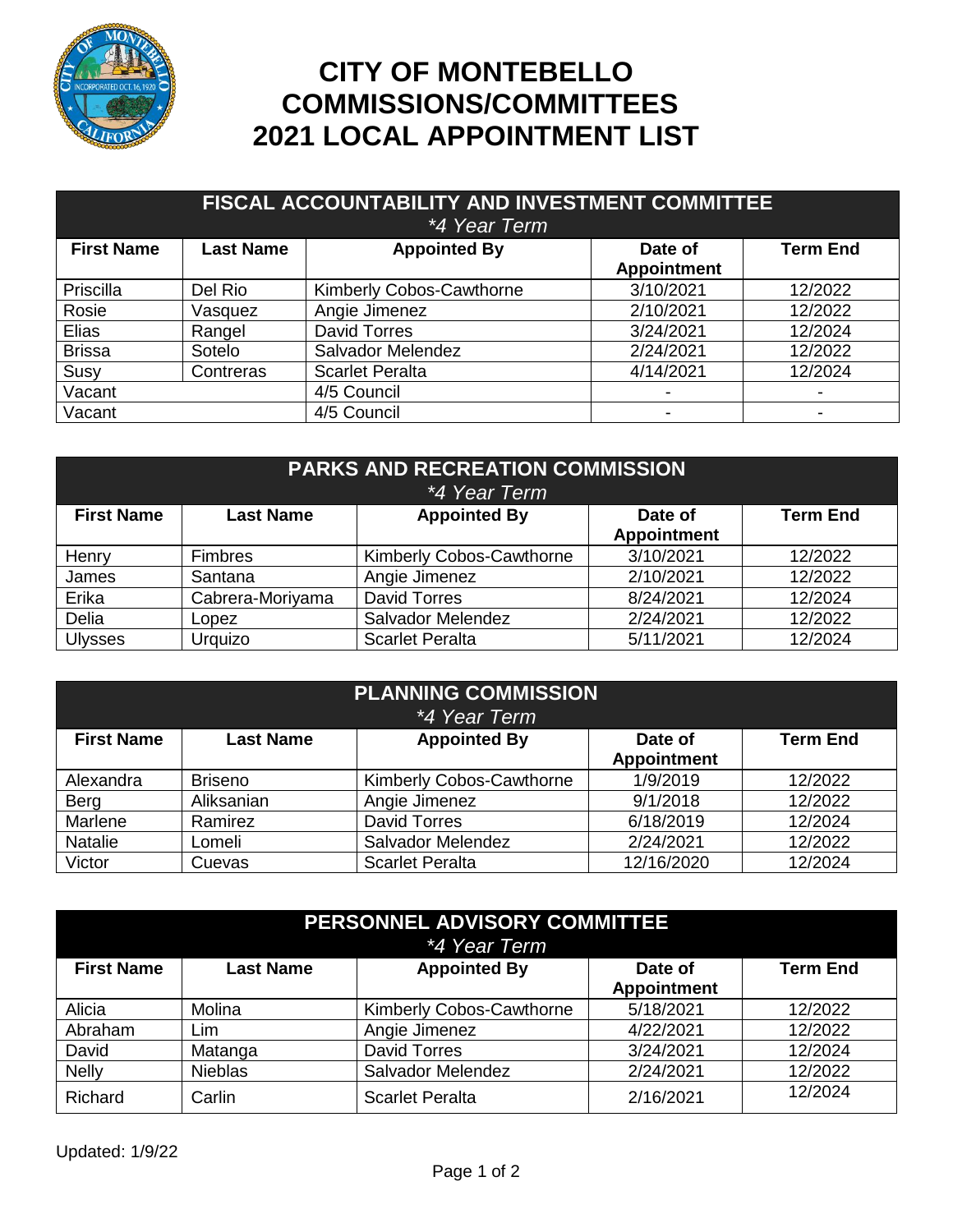# CITY OF MONTEBELLO COMMISSIONS/COMMITTEES 2021 LOCAL APPOINTMENT LIST

## FISCAL ACCOUNTABILITY AND INVESTMENT COMMITTEE

*\*4 Year Term*

| First Name | Last Name | Appointed By | Date of Appointment | Term End |
|---|---|---|---|---|
| Priscilla | Del Rio | Kimberly Cobos-Cawthorne | 3/10/2021 | 12/2022 |
| Rosie | Vasquez | Angie Jimenez | 2/10/2021 | 12/2022 |
| Elias | Rangel | David Torres | 3/24/2021 | 12/2024 |
| Brissa | Sotelo | Salvador Melendez | 2/24/2021 | 12/2022 |
| Susy | Contreras | Scarlet Peralta | 4/14/2021 | 12/2024 |
| Vacant | | 4/5 Council | - | - |
| Vacant | | 4/5 Council | - | - |

## PARKS AND RECREATION COMMISSION

*\*4 Year Term*

| First Name | Last Name | Appointed By | Date of Appointment | Term End |
|---|---|---|---|---|
| Henry | Fimbres | Kimberly Cobos-Cawthorne | 3/10/2021 | 12/2022 |
| James | Santana | Angie Jimenez | 2/10/2021 | 12/2022 |
| Erika | Cabrera-Moriyama | David Torres | 8/24/2021 | 12/2024 |
| Delia | Lopez | Salvador Melendez | 2/24/2021 | 12/2022 |
| Ulysses | Urquizo | Scarlet Peralta | 5/11/2021 | 12/2024 |

## PLANNING COMMISSION

*\*4 Year Term*

| First Name | Last Name | Appointed By | Date of Appointment | Term End |
|---|---|---|---|---|
| Alexandra | Briseno | Kimberly Cobos-Cawthorne | 1/9/2019 | 12/2022 |
| Berg | Aliksanian | Angie Jimenez | 9/1/2018 | 12/2022 |
| Marlene | Ramirez | David Torres | 6/18/2019 | 12/2024 |
| Natalie | Lomeli | Salvador Melendez | 2/24/2021 | 12/2022 |
| Victor | Cuevas | Scarlet Peralta | 12/16/2020 | 12/2024 |

## PERSONNEL ADVISORY COMMITTEE

*\*4 Year Term*

| First Name | Last Name | Appointed By | Date of Appointment | Term End |
|---|---|---|---|---|
| Alicia | Molina | Kimberly Cobos-Cawthorne | 5/18/2021 | 12/2022 |
| Abraham | Lim | Angie Jimenez | 4/22/2021 | 12/2022 |
| David | Matanga | David Torres | 3/24/2021 | 12/2024 |
| Nelly | Nieblas | Salvador Melendez | 2/24/2021 | 12/2022 |
| Richard | Carlin | Scarlet Peralta | 2/16/2021 | 12/2024 |

Updated: 1/9/22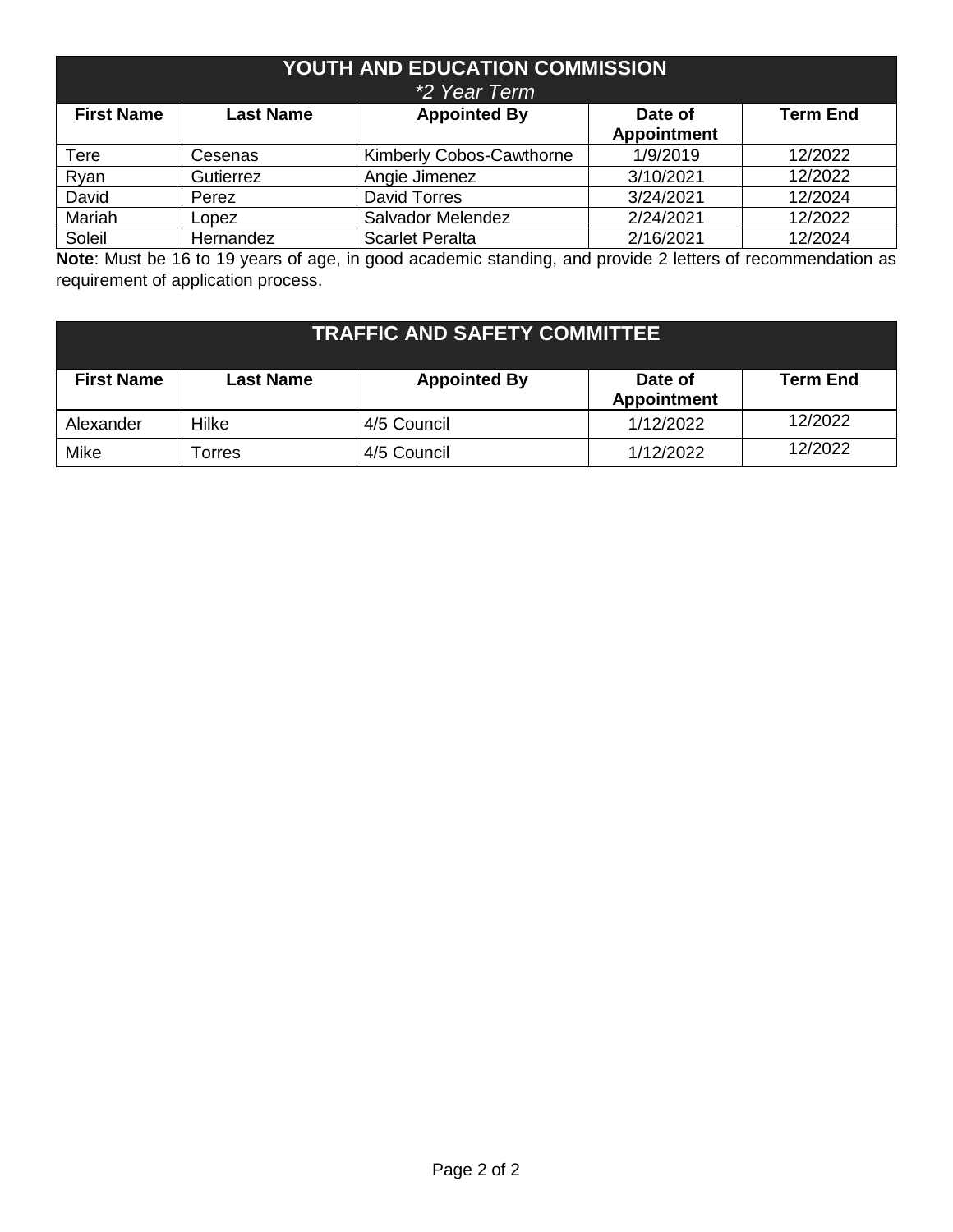## YOUTH AND EDUCATION COMMISSION

*\*2 Year Term*

| First Name | Last Name | Appointed By | Date of Appointment | Term End |
|---|---|---|---|---|
| Tere | Cesenas | Kimberly Cobos-Cawthorne | 1/9/2019 | 12/2022 |
| Ryan | Gutierrez | Angie Jimenez | 3/10/2021 | 12/2022 |
| David | Perez | David Torres | 3/24/2021 | 12/2024 |
| Mariah | Lopez | Salvador Melendez | 2/24/2021 | 12/2022 |
| Soleil | Hernandez | Scarlet Peralta | 2/16/2021 | 12/2024 |

**Note**: Must be 16 to 19 years of age, in good academic standing, and provide 2 letters of recommendation as requirement of application process.

## TRAFFIC AND SAFETY COMMITTEE

| First Name | Last Name | Appointed By | Date of Appointment | Term End |
|---|---|---|---|---|
| Alexander | Hilke | 4/5 Council | 1/12/2022 | 12/2022 |
| Mike | Torres | 4/5 Council | 1/12/2022 | 12/2022 |